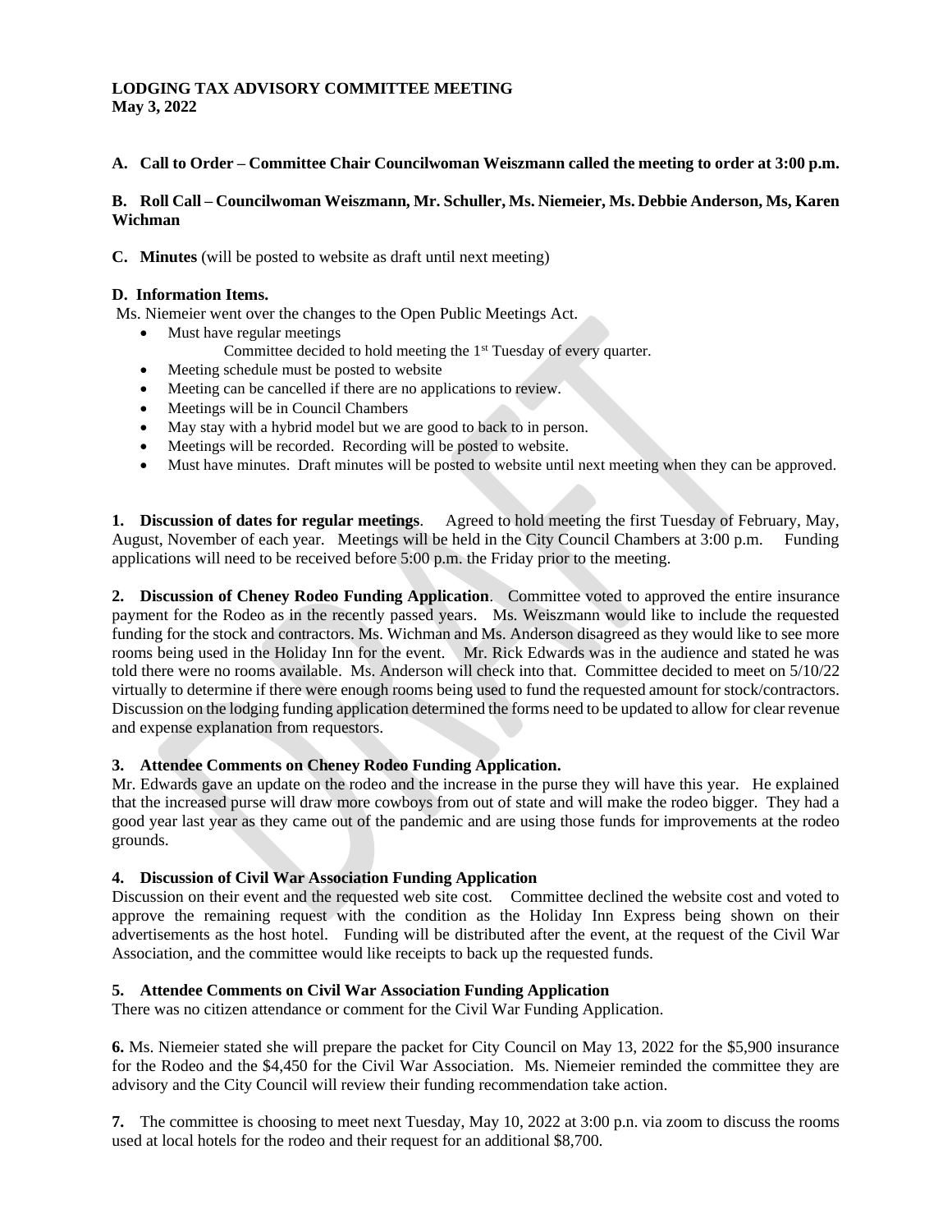**LODGING TAX ADVISORY COMMITTEE MEETING**
**May 3, 2022**

**A. Call to Order – Committee Chair Councilwoman Weiszmann called the meeting to order at 3:00 p.m.**

**B. Roll Call – Councilwoman Weiszmann, Mr. Schuller, Ms. Niemeier, Ms. Debbie Anderson, Ms, Karen Wichman**

**C. Minutes** (will be posted to website as draft until next meeting)

**D. Information Items.**

Ms. Niemeier went over the changes to the Open Public Meetings Act.

- Must have regular meetings
  - Committee decided to hold meeting the 1st Tuesday of every quarter.
- Meeting schedule must be posted to website
- Meeting can be cancelled if there are no applications to review.
- Meetings will be in Council Chambers
- May stay with a hybrid model but we are good to back to in person.
- Meetings will be recorded. Recording will be posted to website.
- Must have minutes. Draft minutes will be posted to website until next meeting when they can be approved.

**1. Discussion of dates for regular meetings**. Agreed to hold meeting the first Tuesday of February, May, August, November of each year. Meetings will be held in the City Council Chambers at 3:00 p.m. Funding applications will need to be received before 5:00 p.m. the Friday prior to the meeting.

**2. Discussion of Cheney Rodeo Funding Application**. Committee voted to approved the entire insurance payment for the Rodeo as in the recently passed years. Ms. Weiszmann would like to include the requested funding for the stock and contractors. Ms. Wichman and Ms. Anderson disagreed as they would like to see more rooms being used in the Holiday Inn for the event. Mr. Rick Edwards was in the audience and stated he was told there were no rooms available. Ms. Anderson will check into that. Committee decided to meet on 5/10/22 virtually to determine if there were enough rooms being used to fund the requested amount for stock/contractors. Discussion on the lodging funding application determined the forms need to be updated to allow for clear revenue and expense explanation from requestors.

**3. Attendee Comments on Cheney Rodeo Funding Application.**

Mr. Edwards gave an update on the rodeo and the increase in the purse they will have this year. He explained that the increased purse will draw more cowboys from out of state and will make the rodeo bigger. They had a good year last year as they came out of the pandemic and are using those funds for improvements at the rodeo grounds.

**4. Discussion of Civil War Association Funding Application**

Discussion on their event and the requested web site cost. Committee declined the website cost and voted to approve the remaining request with the condition as the Holiday Inn Express being shown on their advertisements as the host hotel. Funding will be distributed after the event, at the request of the Civil War Association, and the committee would like receipts to back up the requested funds.

**5. Attendee Comments on Civil War Association Funding Application**

There was no citizen attendance or comment for the Civil War Funding Application.

**6.** Ms. Niemeier stated she will prepare the packet for City Council on May 13, 2022 for the $5,900 insurance for the Rodeo and the $4,450 for the Civil War Association. Ms. Niemeier reminded the committee they are advisory and the City Council will review their funding recommendation take action.

**7.** The committee is choosing to meet next Tuesday, May 10, 2022 at 3:00 p.n. via zoom to discuss the rooms used at local hotels for the rodeo and their request for an additional $8,700.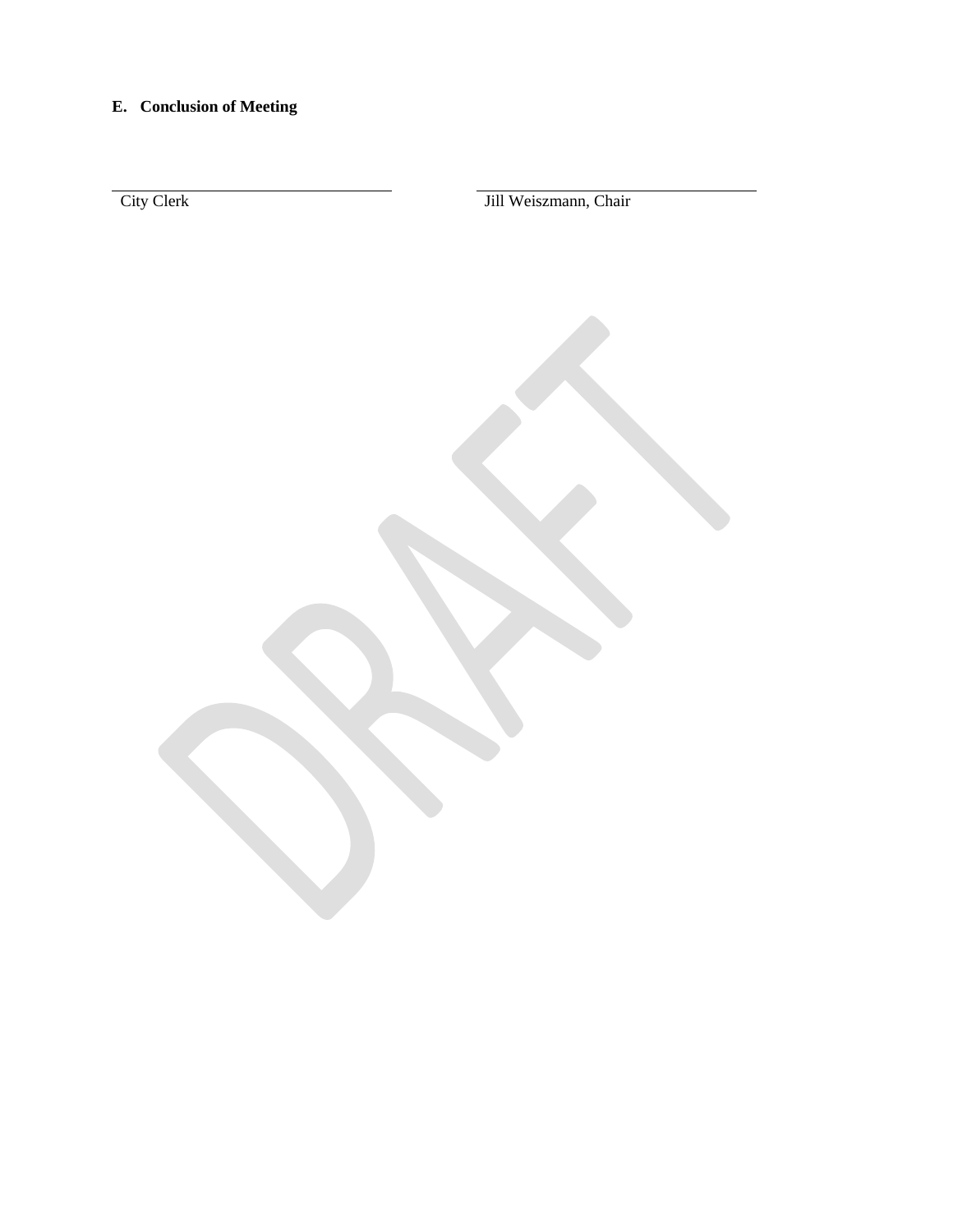**E. Conclusion of Meeting**

\_\_\_\_\_\_\_\_\_\_\_\_\_\_\_\_\_\_\_\_\_\_\_\_\_\_\_\_\_\_
City Clerk

\_\_\_\_\_\_\_\_\_\_\_\_\_\_\_\_\_\_\_\_\_\_\_\_\_\_\_\_\_\_
Jill Weiszmann, Chair

DRAFT